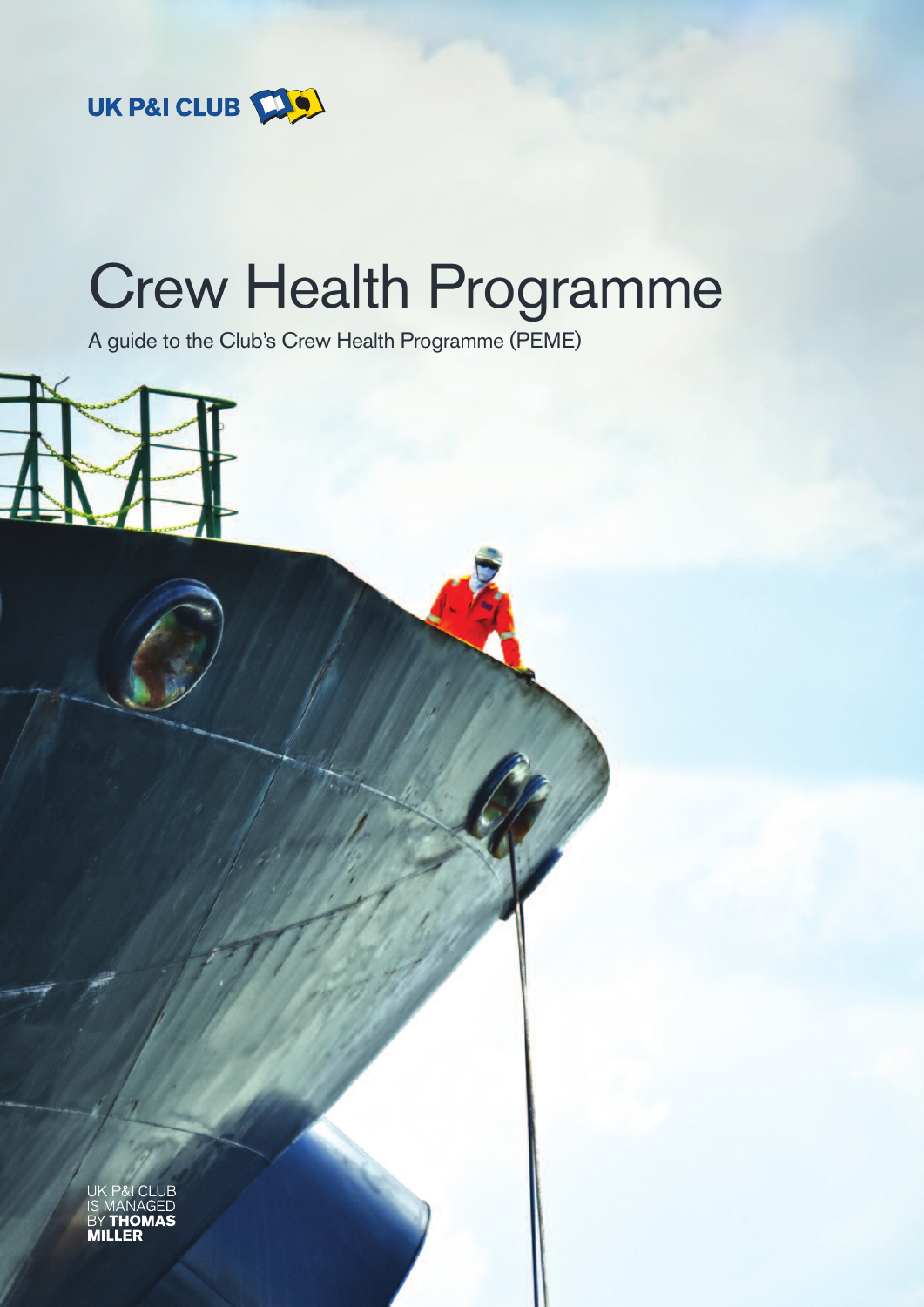UK P&I CLUB

# Crew Health Programme

A guide to the Club's Crew Health Programme (PEME)

UK P&I CLUB IS MANAGED BY **THOMAS MILLER**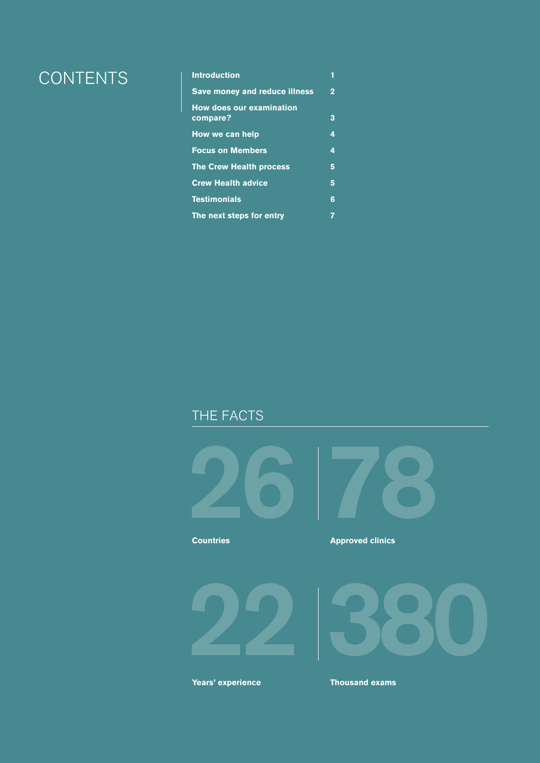# CONTENTS

| | |
|---|---|
| Introduction | 1 |
| Save money and reduce illness | 2 |
| How does our examination compare? | 3 |
| How we can help | 4 |
| Focus on Members | 4 |
| The Crew Health process | 5 |
| Crew Health advice | 5 |
| Testimonials | 6 |
| The next steps for entry | 7 |

## THE FACTS

**26**
**Countries**

**78**
**Approved clinics**

**22**
**Years' experience**

**380**
**Thousand exams**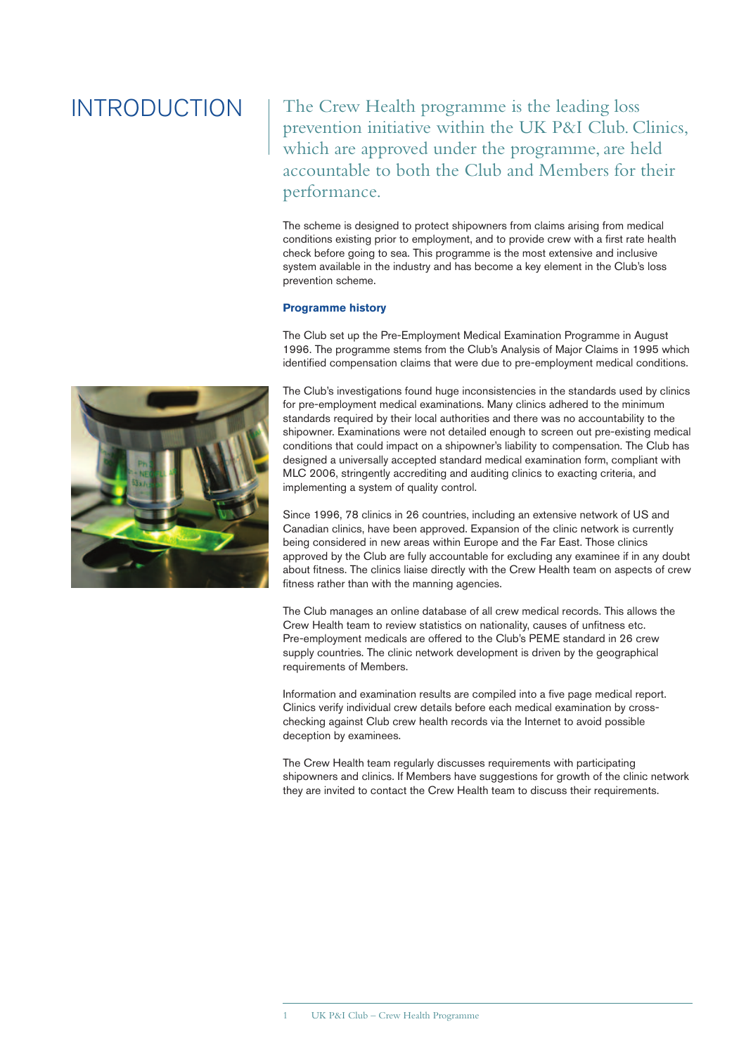# INTRODUCTION

The Crew Health programme is the leading loss prevention initiative within the UK P&I Club. Clinics, which are approved under the programme, are held accountable to both the Club and Members for their performance.

The scheme is designed to protect shipowners from claims arising from medical conditions existing prior to employment, and to provide crew with a first rate health check before going to sea. This programme is the most extensive and inclusive system available in the industry and has become a key element in the Club's loss prevention scheme.

### Programme history

The Club set up the Pre-Employment Medical Examination Programme in August 1996. The programme stems from the Club's Analysis of Major Claims in 1995 which identified compensation claims that were due to pre-employment medical conditions.

The Club's investigations found huge inconsistencies in the standards used by clinics for pre-employment medical examinations. Many clinics adhered to the minimum standards required by their local authorities and there was no accountability to the shipowner. Examinations were not detailed enough to screen out pre-existing medical conditions that could impact on a shipowner's liability to compensation. The Club has designed a universally accepted standard medical examination form, compliant with MLC 2006, stringently accrediting and auditing clinics to exacting criteria, and implementing a system of quality control.

Since 1996, 78 clinics in 26 countries, including an extensive network of US and Canadian clinics, have been approved. Expansion of the clinic network is currently being considered in new areas within Europe and the Far East. Those clinics approved by the Club are fully accountable for excluding any examinee if in any doubt about fitness. The clinics liaise directly with the Crew Health team on aspects of crew fitness rather than with the manning agencies.

The Club manages an online database of all crew medical records. This allows the Crew Health team to review statistics on nationality, causes of unfitness etc. Pre-employment medicals are offered to the Club's PEME standard in 26 crew supply countries. The clinic network development is driven by the geographical requirements of Members.

Information and examination results are compiled into a five page medical report. Clinics verify individual crew details before each medical examination by cross-checking against Club crew health records via the Internet to avoid possible deception by examinees.

The Crew Health team regularly discusses requirements with participating shipowners and clinics. If Members have suggestions for growth of the clinic network they are invited to contact the Crew Health team to discuss their requirements.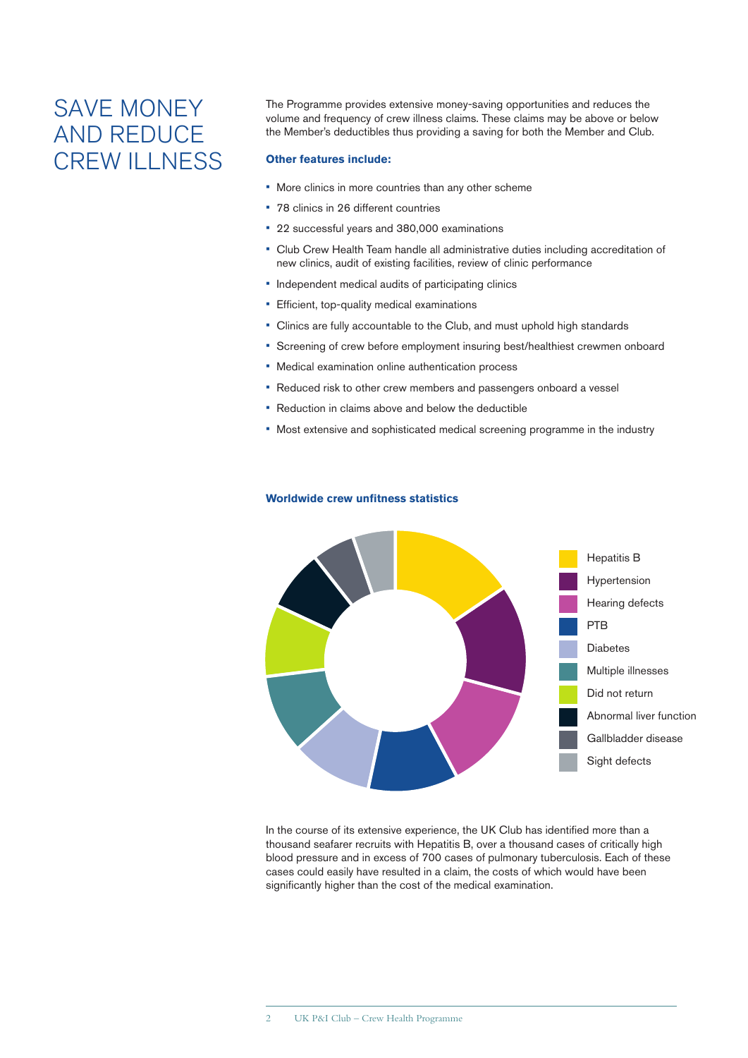# SAVE MONEY AND REDUCE CREW ILLNESS

The Programme provides extensive money-saving opportunities and reduces the volume and frequency of crew illness claims. These claims may be above or below the Member's deductibles thus providing a saving for both the Member and Club.

**Other features include:**

- More clinics in more countries than any other scheme
- 78 clinics in 26 different countries
- 22 successful years and 380,000 examinations
- Club Crew Health Team handle all administrative duties including accreditation of new clinics, audit of existing facilities, review of clinic performance
- Independent medical audits of participating clinics
- Efficient, top-quality medical examinations
- Clinics are fully accountable to the Club, and must uphold high standards
- Screening of crew before employment insuring best/healthiest crewmen onboard
- Medical examination online authentication process
- Reduced risk to other crew members and passengers onboard a vessel
- Reduction in claims above and below the deductible
- Most extensive and sophisticated medical screening programme in the industry

**Worldwide crew unfitness statistics**

- Hepatitis B
- Hypertension
- Hearing defects
- PTB
- Diabetes
- Multiple illnesses
- Did not return
- Abnormal liver function
- Gallbladder disease
- Sight defects

In the course of its extensive experience, the UK Club has identified more than a thousand seafarer recruits with Hepatitis B, over a thousand cases of critically high blood pressure and in excess of 700 cases of pulmonary tuberculosis. Each of these cases could easily have resulted in a claim, the costs of which would have been significantly higher than the cost of the medical examination.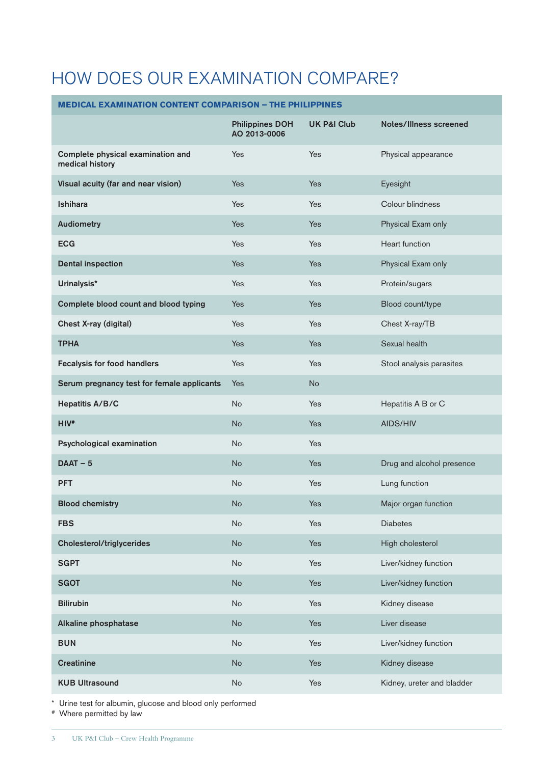# HOW DOES OUR EXAMINATION COMPARE?

| MEDICAL EXAMINATION CONTENT COMPARISON – THE PHILIPPINES | | | |
|---|---|---|---|
| | **Philippines DOH AO 2013-0006** | **UK P&I Club** | **Notes/Illness screened** |
| **Complete physical examination and medical history** | Yes | Yes | Physical appearance |
| **Visual acuity (far and near vision)** | Yes | Yes | Eyesight |
| **Ishihara** | Yes | Yes | Colour blindness |
| **Audiometry** | Yes | Yes | Physical Exam only |
| **ECG** | Yes | Yes | Heart function |
| **Dental inspection** | Yes | Yes | Physical Exam only |
| **Urinalysis*** | Yes | Yes | Protein/sugars |
| **Complete blood count and blood typing** | Yes | Yes | Blood count/type |
| **Chest X-ray (digital)** | Yes | Yes | Chest X-ray/TB |
| **TPHA** | Yes | Yes | Sexual health |
| **Fecalysis for food handlers** | Yes | Yes | Stool analysis parasites |
| **Serum pregnancy test for female applicants** | Yes | No | |
| **Hepatitis A/B/C** | No | Yes | Hepatitis A B or C |
| **HIV#** | No | Yes | AIDS/HIV |
| **Psychological examination** | No | Yes | |
| **DAAT – 5** | No | Yes | Drug and alcohol presence |
| **PFT** | No | Yes | Lung function |
| **Blood chemistry** | No | Yes | Major organ function |
| **FBS** | No | Yes | Diabetes |
| **Cholesterol/triglycerides** | No | Yes | High cholesterol |
| **SGPT** | No | Yes | Liver/kidney function |
| **SGOT** | No | Yes | Liver/kidney function |
| **Bilirubin** | No | Yes | Kidney disease |
| **Alkaline phosphatase** | No | Yes | Liver disease |
| **BUN** | No | Yes | Liver/kidney function |
| **Creatinine** | No | Yes | Kidney disease |
| **KUB Ultrasound** | No | Yes | Kidney, ureter and bladder |

\* Urine test for albumin, glucose and blood only performed
\# Where permitted by law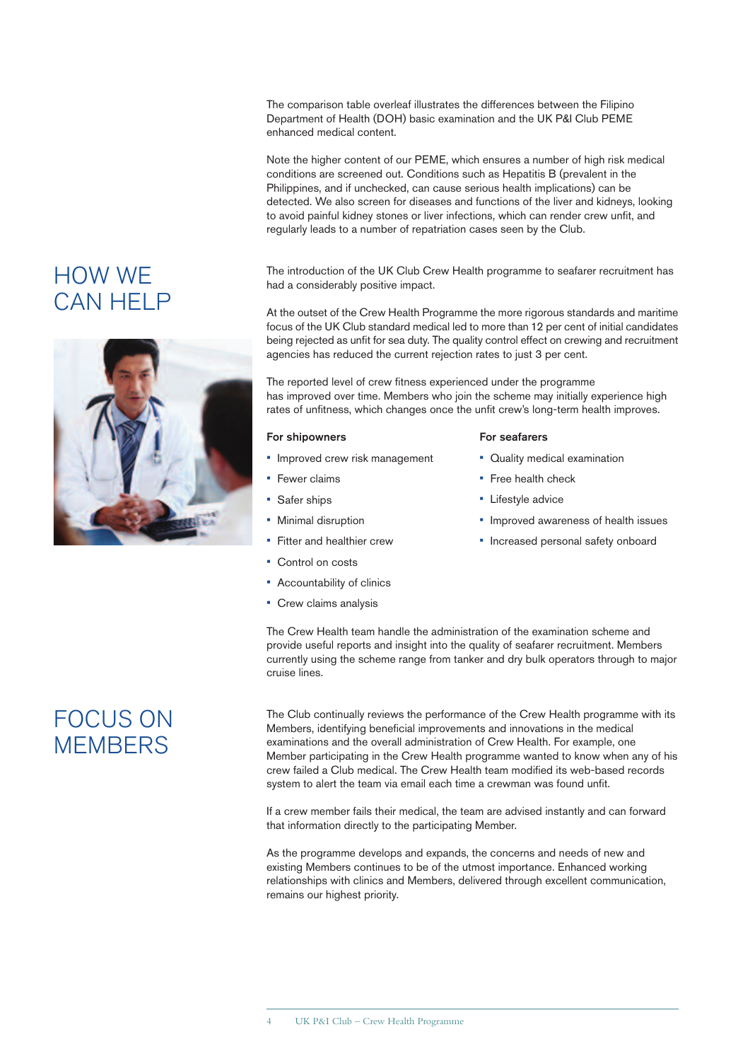The comparison table overleaf illustrates the differences between the Filipino Department of Health (DOH) basic examination and the UK P&I Club PEME enhanced medical content.

Note the higher content of our PEME, which ensures a number of high risk medical conditions are screened out. Conditions such as Hepatitis B (prevalent in the Philippines, and if unchecked, can cause serious health implications) can be detected. We also screen for diseases and functions of the liver and kidneys, looking to avoid painful kidney stones or liver infections, which can render crew unfit, and regularly leads to a number of repatriation cases seen by the Club.

## HOW WE CAN HELP

The introduction of the UK Club Crew Health programme to seafarer recruitment has had a considerably positive impact.

At the outset of the Crew Health Programme the more rigorous standards and maritime focus of the UK Club standard medical led to more than 12 per cent of initial candidates being rejected as unfit for sea duty. The quality control effect on crewing and recruitment agencies has reduced the current rejection rates to just 3 per cent.

The reported level of crew fitness experienced under the programme has improved over time. Members who join the scheme may initially experience high rates of unfitness, which changes once the unfit crew's long-term health improves.

**For shipowners**

- Improved crew risk management
- Fewer claims
- Safer ships
- Minimal disruption
- Fitter and healthier crew
- Control on costs
- Accountability of clinics
- Crew claims analysis

**For seafarers**

- Quality medical examination
- Free health check
- Lifestyle advice
- Improved awareness of health issues
- Increased personal safety onboard

The Crew Health team handle the administration of the examination scheme and provide useful reports and insight into the quality of seafarer recruitment. Members currently using the scheme range from tanker and dry bulk operators through to major cruise lines.

## FOCUS ON MEMBERS

The Club continually reviews the performance of the Crew Health programme with its Members, identifying beneficial improvements and innovations in the medical examinations and the overall administration of Crew Health. For example, one Member participating in the Crew Health programme wanted to know when any of his crew failed a Club medical. The Crew Health team modified its web-based records system to alert the team via email each time a crewman was found unfit.

If a crew member fails their medical, the team are advised instantly and can forward that information directly to the participating Member.

As the programme develops and expands, the concerns and needs of new and existing Members continues to be of the utmost importance. Enhanced working relationships with clinics and Members, delivered through excellent communication, remains our highest priority.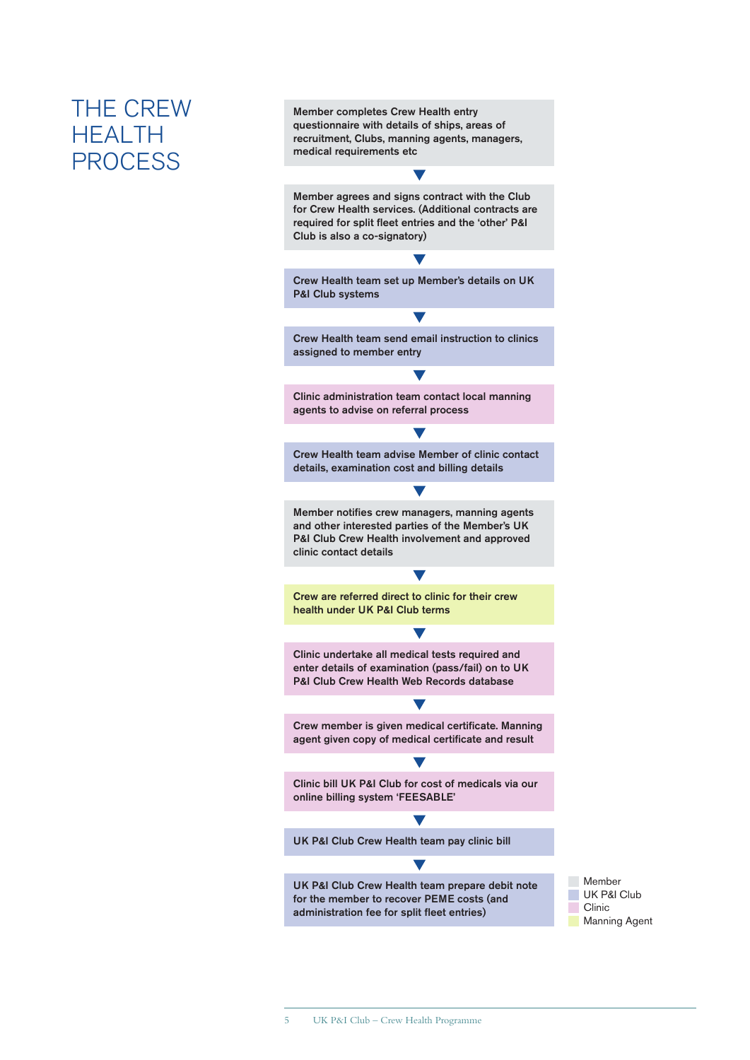# THE CREW HEALTH PROCESS

**Member completes Crew Health entry questionnaire with details of ships, areas of recruitment, Clubs, manning agents, managers, medical requirements etc**

▼

**Member agrees and signs contract with the Club for Crew Health services. (Additional contracts are required for split fleet entries and the 'other' P&I Club is also a co-signatory)**

▼

**Crew Health team set up Member's details on UK P&I Club systems**

▼

**Crew Health team send email instruction to clinics assigned to member entry**

▼

**Clinic administration team contact local manning agents to advise on referral process**

▼

**Crew Health team advise Member of clinic contact details, examination cost and billing details**

▼

**Member notifies crew managers, manning agents and other interested parties of the Member's UK P&I Club Crew Health involvement and approved clinic contact details**

▼

**Crew are referred direct to clinic for their crew health under UK P&I Club terms**

▼

**Clinic undertake all medical tests required and enter details of examination (pass/fail) on to UK P&I Club Crew Health Web Records database**

▼

**Crew member is given medical certificate. Manning agent given copy of medical certificate and result**

▼

**Clinic bill UK P&I Club for cost of medicals via our online billing system 'FEESABLE'**

▼

**UK P&I Club Crew Health team pay clinic bill**

▼

**UK P&I Club Crew Health team prepare debit note for the member to recover PEME costs (and administration fee for split fleet entries)**

Key:
- Member
- UK P&I Club
- Clinic
- Manning Agent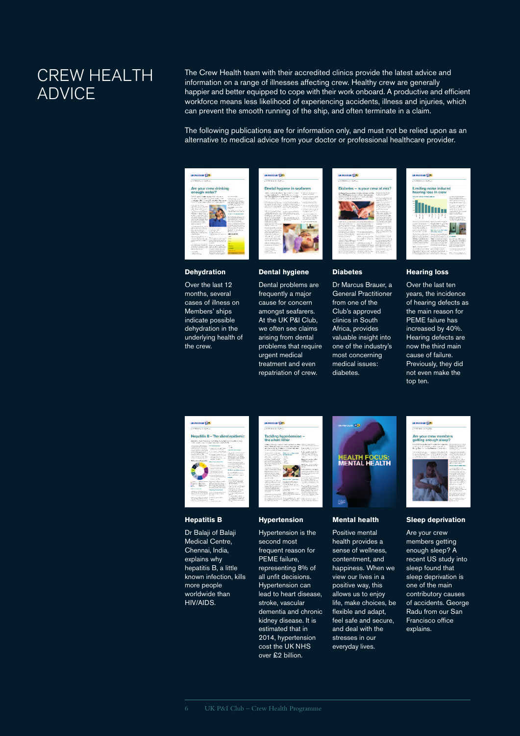# CREW HEALTH ADVICE

The Crew Health team with their accredited clinics provide the latest advice and information on a range of illnesses affecting crew. Healthy crew are generally happier and better equipped to cope with their work onboard. A productive and efficient workforce means less likelihood of experiencing accidents, illness and injuries, which can prevent the smooth running of the ship, and often terminate in a claim.

The following publications are for information only, and must not be relied upon as an alternative to medical advice from your doctor or professional healthcare provider.

### Dehydration

Over the last 12 months, several cases of illness on Members' ships indicate possible dehydration in the underlying health of the crew.

### Dental hygiene

Dental problems are frequently a major cause for concern amongst seafarers. At the UK P&I Club, we often see claims arising from dental problems that require urgent medical treatment and even repatriation of crew.

### Diabetes

Dr Marcus Brauer, a General Practitioner from one of the Club's approved clinics in South Africa, provides valuable insight into one of the industry's most concerning medical issues: diabetes.

### Hearing loss

Over the last ten years, the incidence of hearing defects as the main reason for PEME failure has increased by 40%. Hearing defects are now the third main cause of failure. Previously, they did not even make the top ten.

### Hepatitis B

Dr Balaji of Balaji Medical Centre, Chennai, India, explains why hepatitis B, a little known infection, kills more people worldwide than HIV/AIDS.

### Hypertension

Hypertension is the second most frequent reason for PEME failure, representing 8% of all unfit decisions. Hypertension can lead to heart disease, stroke, vascular dementia and chronic kidney disease. It is estimated that in 2014, hypertension cost the UK NHS over £2 billion.

### Mental health

Positive mental health provides a sense of wellness, contentment, and happiness. When we view our lives in a positive way, this allows us to enjoy life, make choices, be flexible and adapt, feel safe and secure, and deal with the stresses in our everyday lives.

### Sleep deprivation

Are your crew members getting enough sleep? A recent US study into sleep found that sleep deprivation is one of the main contributory causes of accidents. George Radu from our San Francisco office explains.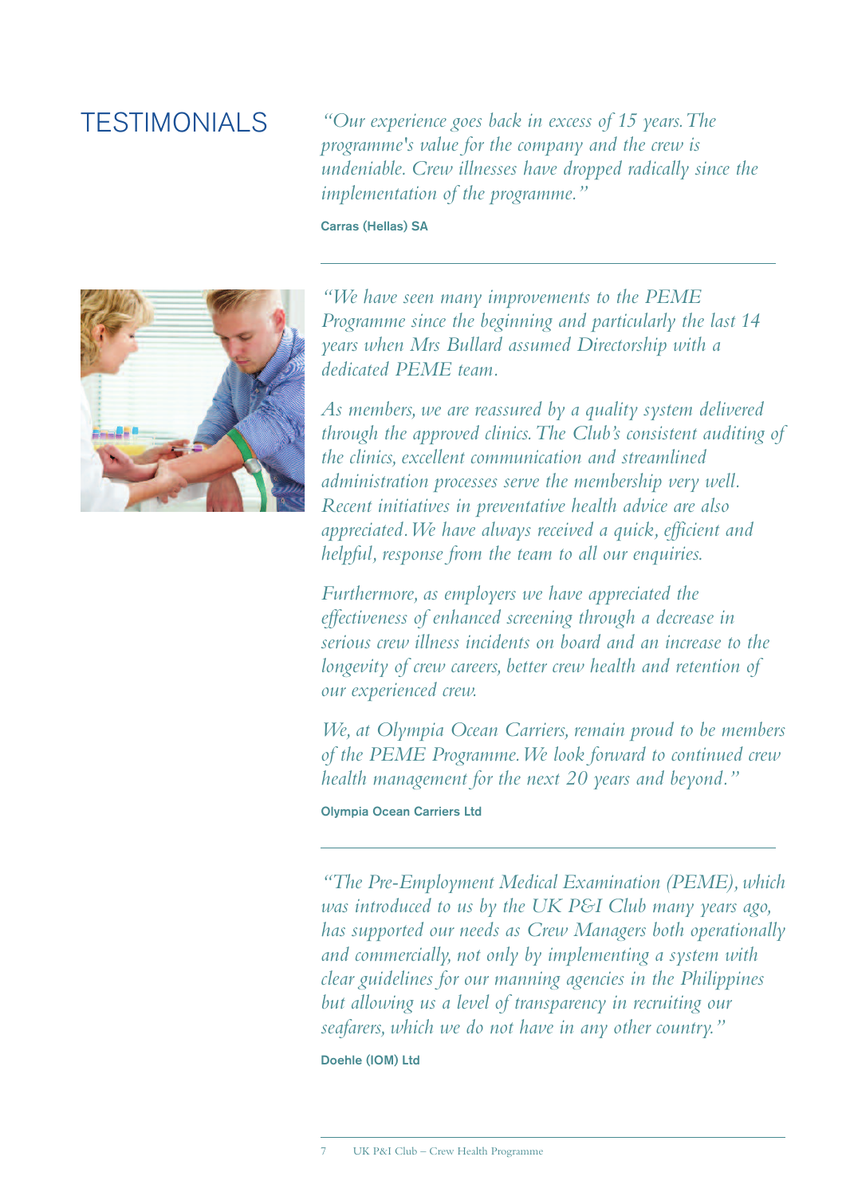# TESTIMONIALS

*"Our experience goes back in excess of 15 years. The programme's value for the company and the crew is undeniable. Crew illnesses have dropped radically since the implementation of the programme."*

**Carras (Hellas) SA**

---

*"We have seen many improvements to the PEME Programme since the beginning and particularly the last 14 years when Mrs Bullard assumed Directorship with a dedicated PEME team.*

*As members, we are reassured by a quality system delivered through the approved clinics. The Club's consistent auditing of the clinics, excellent communication and streamlined administration processes serve the membership very well. Recent initiatives in preventative health advice are also appreciated. We have always received a quick, efficient and helpful, response from the team to all our enquiries.*

*Furthermore, as employers we have appreciated the effectiveness of enhanced screening through a decrease in serious crew illness incidents on board and an increase to the longevity of crew careers, better crew health and retention of our experienced crew.*

*We, at Olympia Ocean Carriers, remain proud to be members of the PEME Programme. We look forward to continued crew health management for the next 20 years and beyond."*

**Olympia Ocean Carriers Ltd**

---

*"The Pre-Employment Medical Examination (PEME), which was introduced to us by the UK P&I Club many years ago, has supported our needs as Crew Managers both operationally and commercially, not only by implementing a system with clear guidelines for our manning agencies in the Philippines but allowing us a level of transparency in recruiting our seafarers, which we do not have in any other country."*

**Doehle (IOM) Ltd**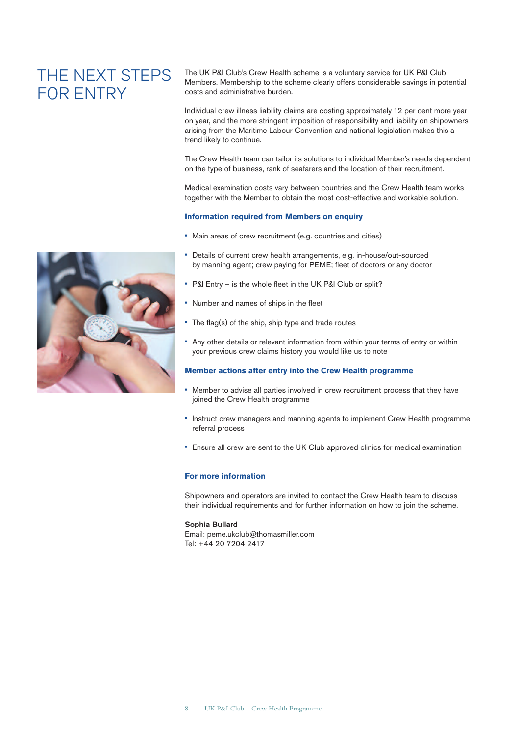# THE NEXT STEPS FOR ENTRY

The UK P&I Club's Crew Health scheme is a voluntary service for UK P&I Club Members. Membership to the scheme clearly offers considerable savings in potential costs and administrative burden.

Individual crew illness liability claims are costing approximately 12 per cent more year on year, and the more stringent imposition of responsibility and liability on shipowners arising from the Maritime Labour Convention and national legislation makes this a trend likely to continue.

The Crew Health team can tailor its solutions to individual Member's needs dependent on the type of business, rank of seafarers and the location of their recruitment.

Medical examination costs vary between countries and the Crew Health team works together with the Member to obtain the most cost-effective and workable solution.

### Information required from Members on enquiry

- Main areas of crew recruitment (e.g. countries and cities)
- Details of current crew health arrangements, e.g. in-house/out-sourced by manning agent; crew paying for PEME; fleet of doctors or any doctor
- P&I Entry – is the whole fleet in the UK P&I Club or split?
- Number and names of ships in the fleet
- The flag(s) of the ship, ship type and trade routes
- Any other details or relevant information from within your terms of entry or within your previous crew claims history you would like us to note

### Member actions after entry into the Crew Health programme

- Member to advise all parties involved in crew recruitment process that they have joined the Crew Health programme
- Instruct crew managers and manning agents to implement Crew Health programme referral process
- Ensure all crew are sent to the UK Club approved clinics for medical examination

### For more information

Shipowners and operators are invited to contact the Crew Health team to discuss their individual requirements and for further information on how to join the scheme.

Sophia Bullard
Email: peme.ukclub@thomasmiller.com
Tel: +44 20 7204 2417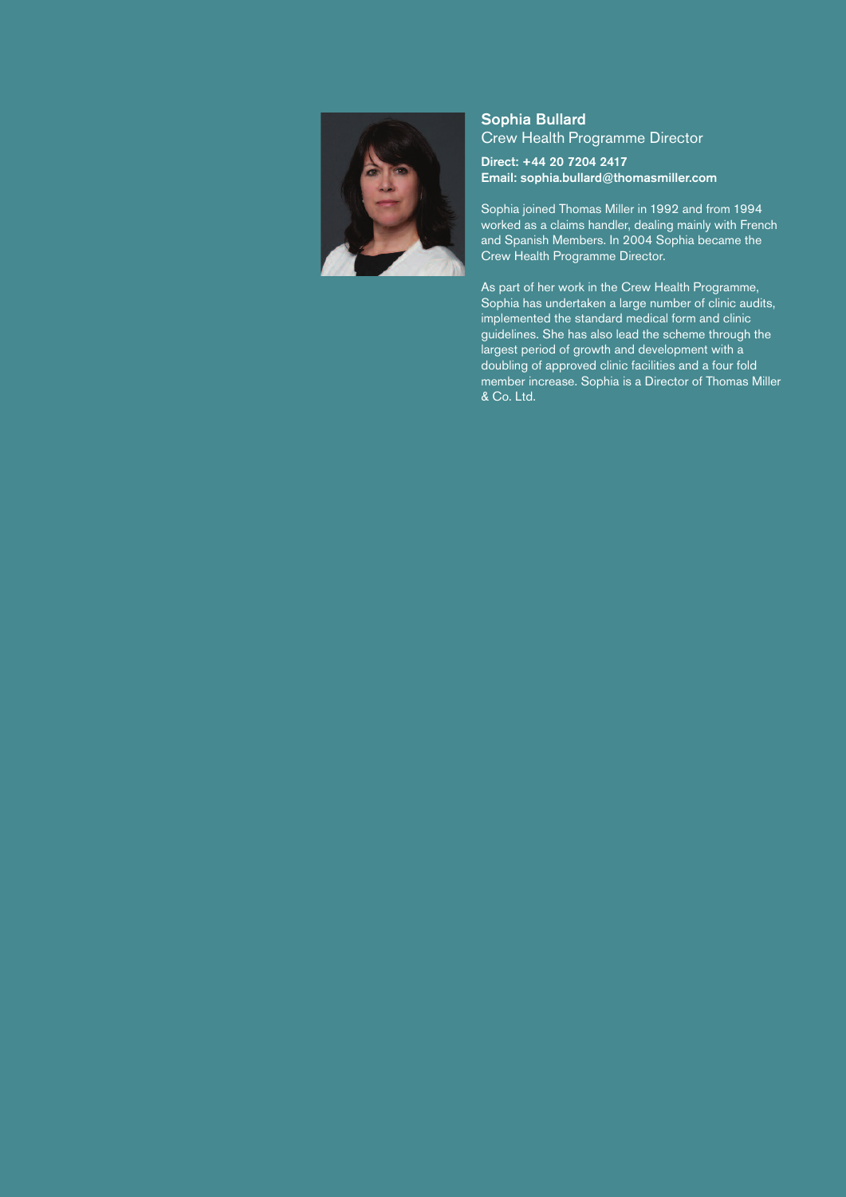## Sophia Bullard

Crew Health Programme Director

**Direct: +44 20 7204 2417**
**Email: sophia.bullard@thomasmiller.com**

Sophia joined Thomas Miller in 1992 and from 1994 worked as a claims handler, dealing mainly with French and Spanish Members. In 2004 Sophia became the Crew Health Programme Director.

As part of her work in the Crew Health Programme, Sophia has undertaken a large number of clinic audits, implemented the standard medical form and clinic guidelines. She has also lead the scheme through the largest period of growth and development with a doubling of approved clinic facilities and a four fold member increase. Sophia is a Director of Thomas Miller & Co. Ltd.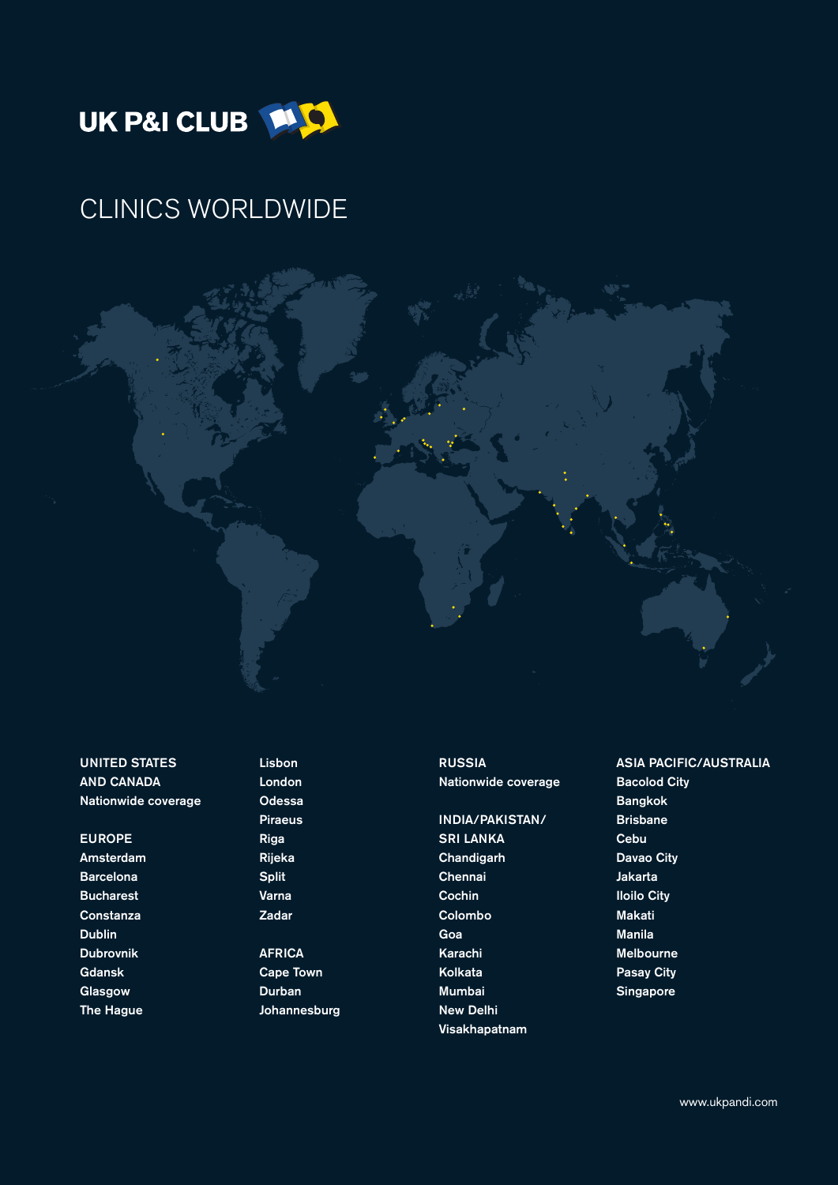UK P&I CLUB

# CLINICS WORLDWIDE

**UNITED STATES AND CANADA**
Nationwide coverage

**EUROPE**
Amsterdam
Barcelona
Bucharest
Constanza
Dublin
Dubrovnik
Gdansk
Glasgow
The Hague
Lisbon
London
Odessa
Piraeus
Riga
Rijeka
Split
Varna
Zadar

**AFRICA**
Cape Town
Durban
Johannesburg

**RUSSIA**
Nationwide coverage

**INDIA/PAKISTAN/SRI LANKA**
Chandigarh
Chennai
Cochin
Colombo
Goa
Karachi
Kolkata
Mumbai
New Delhi
Visakhapatnam

**ASIA PACIFIC/AUSTRALIA**
Bacolod City
Bangkok
Brisbane
Cebu
Davao City
Jakarta
Iloilo City
Makati
Manila
Melbourne
Pasay City
Singapore

www.ukpandi.com